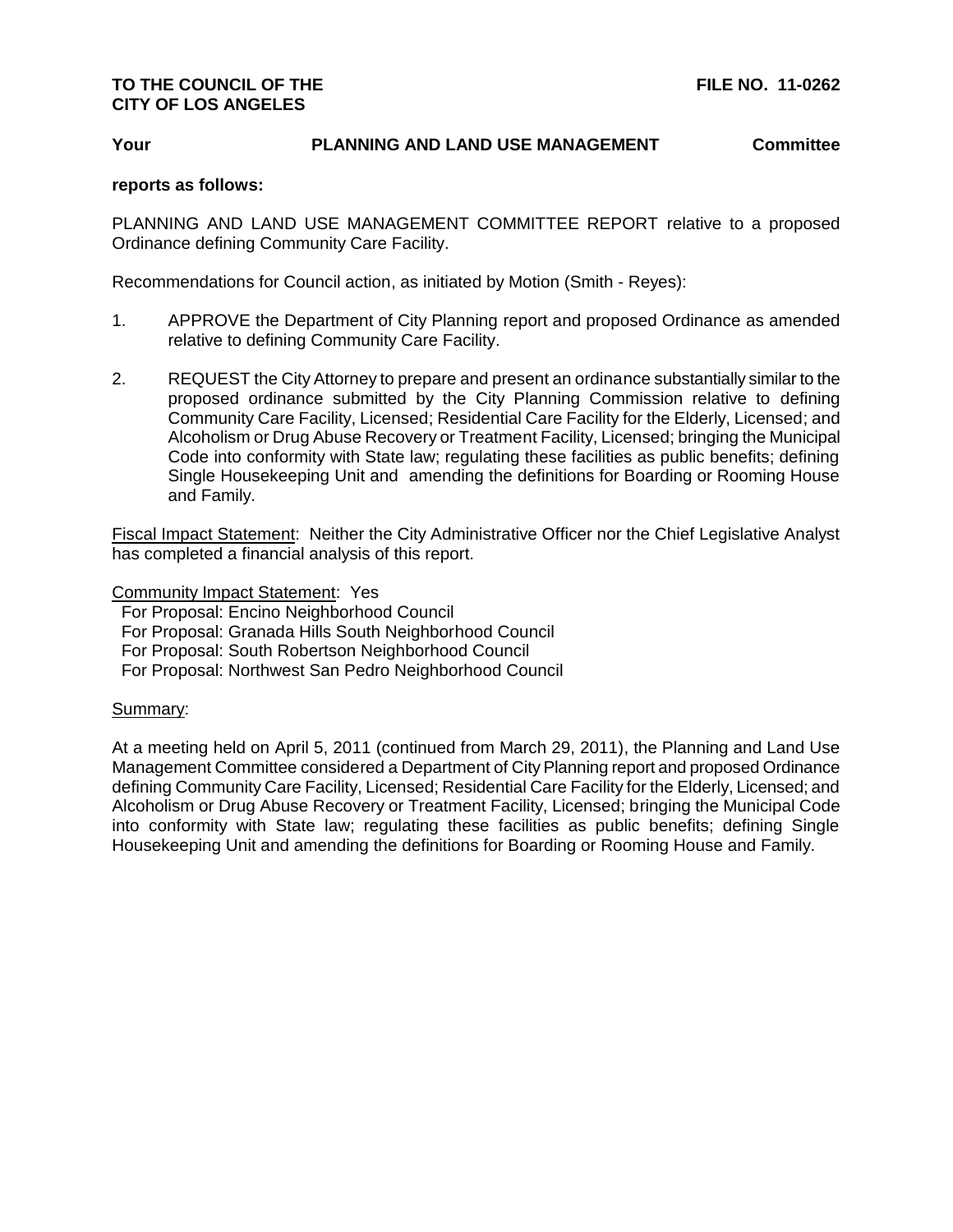**TO THE COUNCIL OF THE CITY OF LOS ANGELES** **FILE NO. 11-0262**

**Your PLANNING AND LAND USE MANAGEMENT Committee**

**reports as follows:**

PLANNING AND LAND USE MANAGEMENT COMMITTEE REPORT relative to a proposed Ordinance defining Community Care Facility.

Recommendations for Council action, as initiated by Motion (Smith - Reyes):

1. APPROVE the Department of City Planning report and proposed Ordinance as amended relative to defining Community Care Facility.

2. REQUEST the City Attorney to prepare and present an ordinance substantially similar to the proposed ordinance submitted by the City Planning Commission relative to defining Community Care Facility, Licensed; Residential Care Facility for the Elderly, Licensed; and Alcoholism or Drug Abuse Recovery or Treatment Facility, Licensed; bringing the Municipal Code into conformity with State law; regulating these facilities as public benefits; defining Single Housekeeping Unit and amending the definitions for Boarding or Rooming House and Family.

<u>Fiscal Impact Statement</u>: Neither the City Administrative Officer nor the Chief Legislative Analyst has completed a financial analysis of this report.

<u>Community Impact Statement</u>: Yes
For Proposal: Encino Neighborhood Council
For Proposal: Granada Hills South Neighborhood Council
For Proposal: South Robertson Neighborhood Council
For Proposal: Northwest San Pedro Neighborhood Council

<u>Summary</u>:

At a meeting held on April 5, 2011 (continued from March 29, 2011), the Planning and Land Use Management Committee considered a Department of City Planning report and proposed Ordinance defining Community Care Facility, Licensed; Residential Care Facility for the Elderly, Licensed; and Alcoholism or Drug Abuse Recovery or Treatment Facility, Licensed; bringing the Municipal Code into conformity with State law; regulating these facilities as public benefits; defining Single Housekeeping Unit and amending the definitions for Boarding or Rooming House and Family.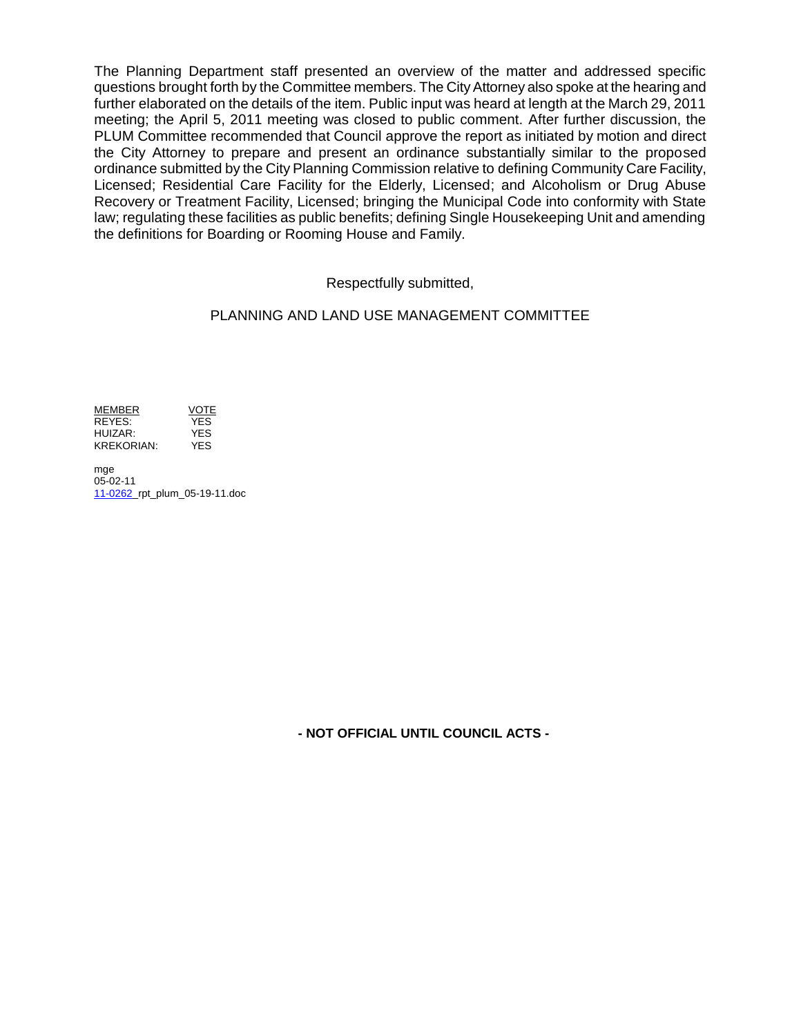The Planning Department staff presented an overview of the matter and addressed specific questions brought forth by the Committee members. The City Attorney also spoke at the hearing and further elaborated on the details of the item. Public input was heard at length at the March 29, 2011 meeting; the April 5, 2011 meeting was closed to public comment. After further discussion, the PLUM Committee recommended that Council approve the report as initiated by motion and direct the City Attorney to prepare and present an ordinance substantially similar to the proposed ordinance submitted by the City Planning Commission relative to defining Community Care Facility, Licensed; Residential Care Facility for the Elderly, Licensed; and Alcoholism or Drug Abuse Recovery or Treatment Facility, Licensed; bringing the Municipal Code into conformity with State law; regulating these facilities as public benefits; defining Single Housekeeping Unit and amending the definitions for Boarding or Rooming House and Family.

Respectfully submitted,

PLANNING AND LAND USE MANAGEMENT COMMITTEE

| MEMBER | VOTE |
|---|---|
| REYES: | YES |
| HUIZAR: | YES |
| KREKORIAN: | YES |

mge
05-02-11
11-0262 rpt_plum_05-19-11.doc

**- NOT OFFICIAL UNTIL COUNCIL ACTS -**